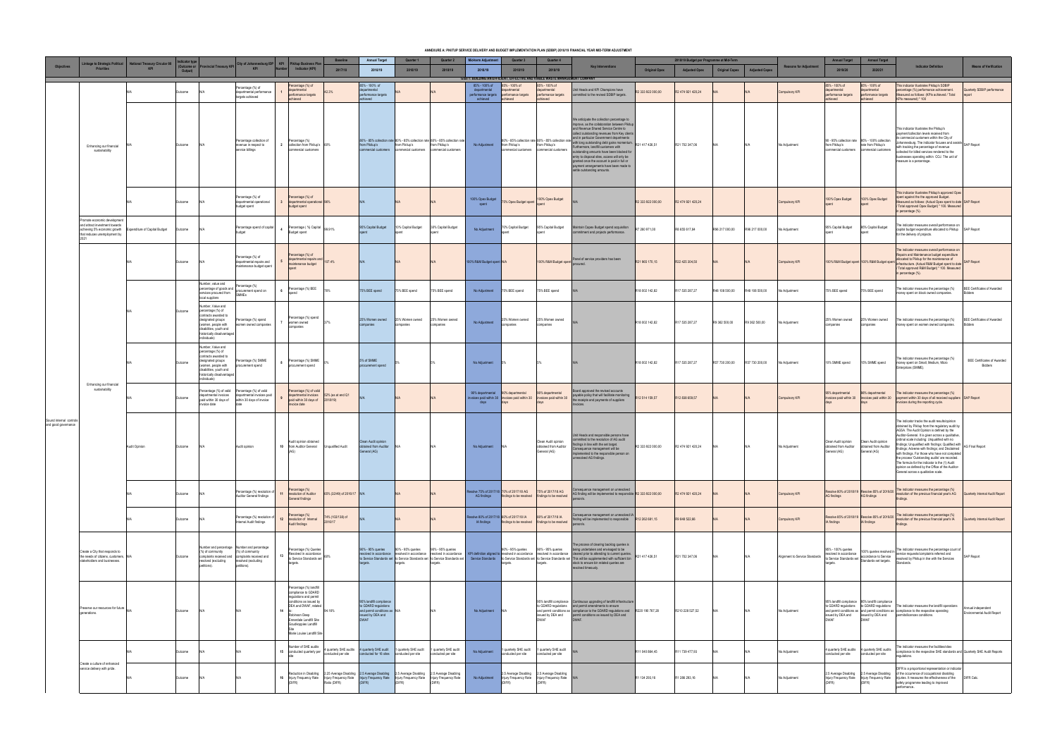# ANNEXURE A: PIKITUP SERVICE DELIVERY AND BUDGET IMPLEMENTATION PLAN (SDBIP) 2018/19 FINANCIAL YEAR MID-TERM ADJUSTMENT

| Objectives | Linkage to Strategic Political Priorities | National Treasury Circular 88 KPI | Indicator type (Outcome or Output) | Provincial Treasury KPI | City of Johannesburg IDP KPI | KPI Number | Pikitup Business Plan Indicator (KPI) | Baseline | Annual Target | Quarter 1 | Quarter 2 | Midterm Adjustment | Quarter 3 | Quarter 4 | Key Interventions | 2018/19 Budget per Programme at Mid-Term | | | | Reasons for Adjustment | Annual Target | Annual Target | Indicator Definition | Means of Verification |
|---|---|---|---|---|---|---|---|---|---|---|---|---|---|---|---|---|---|---|---|---|---|---|---|---|
| | | | | | | | | 2017/18 | 2018/19 | 2018/19 | 2018/19 | 2018/19 | 2018/19 | 2018/19 | | Original Opex | Adjusted Opex | Original Capex | Adjusted Capex | | 2019/20 | 2020/21 | | |
| GGF1: BUILDING AN EFFICIENT, EFFECTIVE AND VISIBLE WASTE MANAGEMENT COMPANY | | | | | | | | | | | | | | | | | | | | | | | | |
| Sound internal controls and good governance | Enhancing our financial sustainability | N/A | Outcome | N/A | Percentage (%) of departmental performance targets achieved | 1 | Percentage (%) of departmental performance targets achieved | 42.3% | 85% - 100% of departmental performance targets achieved | N/A | N/A | 85% - 100% of departmental performance targets achieved | 85% - 100% of departmental performance targets achieved | 85% - 100% of departmental performance targets achieved | Unit Heads and KPI Champions have committed to the revised SDBIP targets. | R2 333 922 000,00 | R2 474 921 420,24 | N/A | N/A | Compulsory KPI | 85% - 100% of departmental performance targets achieved | 85% - 100% of departmental performance targets achieved | This indicator illustrates Pikitup's SDBIP percentage (%) performance achievement. Measured as follows: (KPIs achieved / Total KPIs measured) * 100 | Quarterly SDBIP performance report |
| | | N/A | Outcome | N/A | Percentage collection of revenue in respect to service billings | 2 | Percentage (%) collection from Pikitup's commercial customers | 68% | 80% - 85% collection rate from Pikitup's commercial customers | 80% - 85% collection rate from Pikitup's commercial customers | 80% - 85% collection rate from Pikitup's commercial customers | No Adjustment | 80% - 85% collection rate from Pikitup's commercial customers | 80% - 85% collection rate from Pikitup's commercial customers | We anticipate the collection percentage to improve, as the collaboration between Pikitup and Revenue Shared Service Centre to collect outstanding revenues from Key clients and in particular Government departments with long outstanding debt gains momentum. Furthermore, landfill customers with outstanding amounts have been blocked for entry to disposal sites, access will only be granted once the account is paid in full or payment arrangements have been made to settle outstanding amounts. | R21 417 426,51 | R21 702 347,06 | N/A | N/A | No Adjustment | 80 - 90% collection rate from Pikitup's commercial customers | 90% - 100% collection rate from Pikitup's commercial customers | This indicator illustrates the Pikitup's payment/collection levels received from its commercial customers within the City of Johannesburg. The indicator focuses and assists with tracking the percentage of revenue collected for billed services rendered to the businesses operating within COJ. The unit of measure is a percentage. | SAP Report |
| | | N/A | Outcome | N/A | Percentage (%) of departmental operational budget spent | 3 | Percentage (%) of departmental operational budget spent | 98% | N/A | N/A | N/A | 100% Opex Budget spent | 75% Opex Budget spent | 100% Opex Budget spent | N/A | R2 333 922 000,00 | R2 474 921 420,24 | N/A | N/A | Compulsory KPI | 100% Opex Budget spent | 100% Opex Budget spent | This indicator illustrates Pikitup's approved Opex spent against the the approved Budget. Measured as follows: (Actual Opex spent to date / Total approved Opex Budget) * 100. Measured in percentage (%). | SAP Report |
| | Promote economic development and attract investment towards achieving 5% economic growth that reduces unemployment by 2021 | Expenditure of Capital Budget | Outcome | N/A | Percentage spend of capital budget | 4 | Percentage ( %) Capital Budget spent | 89.91% | 95% Capital Budget spent | 10% Capital Budget spent | 30% Capital Budget spent | No Adjustment | 70% Capital Budget spent | 95% Capital Budget spent | Maintain Capex Budget spend acquisition commitment and projects performance. | R7 260 971,00 | R8 655 917,84 | R96 217 000,00 | R96 217 000,00 | No Adjustment | 95% Capital Budget spent | 95% Capital Budget spent | The indicator measures overall performance on capital budget expenditure allocated to Pikitup for the delivery of projects. | SAP Report |
| | Enhancing our financial sustainability | N/A | Outcome | N/A | Percentage (%) of departmental repairs and maintenance budget spent | 5 | Percentage (%) of departmental repairs and maintenance budget spent | 107.4% | N/A | N/A | N/A | 100% R&M Budget spent | N/A | 100% R&M Budget spent | Panel of service providers has been procured. | R21 960 170,15 | R22 425 304,50 | N/A | N/A | Compulsory KPI | 100% R&M Budget spent | 100% R&M Budget spent | The indicator measures overall performance on Repairs and Maintenance budget expenditure allocated to Pikitup for the maintenance of infrastructure. (Actual R&M Budget spent to date / Total approved R&M Budget) * 100. Measured in percentage (%). | SAP Report |
| | | N/A | Outcome | Number, value and percentage of goods and services procured from local suppliers | Percentage (%) procurement spend on SMMEs | 6 | Percentage (%) BEE spend | 78% | 75% BEE spend | 75% BEE spend | 75% BEE spend | No Adjustment | 75% BEE spend | 75% BEE spend | N/A | R18 002 142,82 | R17 535 267,27 | R48 108 500,00 | R48 108 500,00 | No Adjustment | 75% BEE spend | 75% BEE spend | The indicator measures the percentage (%) money spent on black owned companies. | BEE Certificates of Awarded Bidders |
| | | | Outcome | Number, Value and percentage (%) of contracts awarded to designated groups (women, people with disabilities, youth and historically disadvantaged individuals) | Percentage (%) spend women owned companies | 7 | Percentage (%) spend women owned companies | 37% | 25% Women owned companies | 25% Women owned companies | 25% Women owned companies | No Adjustment | 25% Women owned companies | 25% Women owned companies | N/A | R18 002 142,82 | R17 535 267,27 | R9 362 500,00 | R9 362 500,00 | No Adjustment | 25% Women owned companies | 25% Women owned companies | The indicator measures the percentage (%) money spent on women owned companies. | BEE Certificates of Awarded Bidders |
| | | N/A | Outcome | Number, Value and percentage (%) of contracts awarded to designated groups (women, people with disabilities, youth and historically disadvantaged individuals) | Percentage (%) SMME procurement spend | 8 | Percentage (%) SMME procurement spend | 5% | 5% of SMME procurement spend | 5% | 5% | No Adjustment | 5% | 5% | N/A | R18 002 142,82 | R17 535 267,27 | R57 730 200,00 | R57 730 200,00 | No Adjustment | 10% SMME spend | 15% SMME spend | The indicator measures the percentage (%) money spent on Small, Medium, Micro Enterprises (SMME). | BEE Certificates of Awarded Bidders |
| | | N/A | Outcome | Percentage (%) of valid departmental invoices paid within 30 days of invoice date | Percentage (%) of valid departmental invoices paid within 30 days of invoice date | 9 | Percentage (%) of valid departmental invoices paid within 30 days of invoice date | 52% (as at end Q1 2018/19) | N/A | N/A | N/A | 90% departmental invoices paid within 30 days | 90% departmental invoices paid within 30 days | 90% departmental invoices paid within 30 days | Board approved the revised accounts payable policy that will facilitate monitoring the receipts and payments of suppliers invoices. | R12 514 159,57 | R12 838 658,57 | N/A | N/A | Compulsory KPI | 90% departmental invoices paid within 30 days | 90% departmental invoices paid within 30 days | The indicator measures the percentage (%) payment within 30 days of all received suppliers invoices during the reporting cycle. | SAP Report |
| | | Audit Opinion | Outcome | N/A | Audit opinion | 10 | Audit opinion obtained from Auditor General (AG) | Unqualified Audit | Clean Audit opinion obtained from Auditor General (AG) | N/A | N/A | No Adjustment | N/A | Clean Audit opinion obtained from Auditor General (AG) | Unit Heads and responsible persons have committed to the resolution of AG audit findings in line with the set target. Consequence management will be implemented to the responsible person on unresolved AG findings. | R2 333 922 000,00 | R2 474 921 420,24 | N/A | N/A | No Adjustment | Clean Audit opinion obtained from Auditor General (AG) | Clean Audit opinion obtained from Auditor General (AG) | The indicator tracks the audit results/opinion obtained by Pikitup from the regulatory audit by AGSA. The Audit Opinion is defined by the Auditor-General. It is given across a qualitative, ordinal scale including: Unqualified with no findings; Unqualified with findings; Qualified with findings; Adverse with findings; and Disclaimed with findings. For those who have not completed the process 'Outstanding audits' are recorded. The formula for the indicator is the (1) Audit opinion as defined by the Office of the Auditor-General across a qualitative scale. | AG Final Report |
| | | N/A | Outcome | N/A | Percentage (%) resolution of Auditor General findings | 11 | Percentage (%) resolution of Auditor General findings | 65% (32/49) of 2016/17 | N/A | N/A | N/A | Resolve 75% of 2017/18 AG findings | 70% of 2017/18 AG findings to be resolved | 75% of 2017/18 AG findings to be resolved | Consequence management on unresolved AG finding will be implemented to responsible persons. | R2 333 922 000,00 | R2 474 921 420,24 | N/A | N/A | Compulsory KPI | Resolve 80% of 2018/19 AG findings | Resolve 85% of 2019/20 AG findings | The indicator measures the percentage (%) resolution of the previous financial year's AG findings. | Quarterly Internal Audit Report |
| | | N/A | Outcome | N/A | Percentage (%) resolution of Internal Audit findings | 12 | Percentage (%) resolution of Internal Audit findings | 74% (102/138) of 2016/17 | N/A | N/A | N/A | Resolve 80% of 2017/18 IA findings | 70% of 2017/18 IA findings to be resolved | 80% of 2017/18 IA findings to be resolved | Consequence management on unresolved IA finding will be implemented to responsible persons. | R12 262 681,15 | R9 848 522,66 | N/A | N/A | Compulsory KPI | Resolve 80% of 2018/19 IA findings | Resolve 85% of 2019/20 IA findings | The indicator measures the percentage (%) resolution of the previous financial year's IA findings. | Quarterly Internal Audit Report |
| | Create a City that responds to the needs of citizens, customers, stakeholders and businesses. | N/A | Outcome | Number and percentage (%) of community complaints received and resolved (excluding petitions). | Number and percentage (%) of community complaints received and resolved (excluding petitions). | 13 | Percentage (%) Queries Resolved in accordance to Service Standards set targets. | 68% | 90% - 95% queries resolved in accordance to Service Standards set targets. | 90% - 95% queries resolved in accordance to Service Standards set targets. | 90% - 95% queries resolved in accordance to Service Standards set targets. | KPI definition aligned to Service Standards | 90% - 95% queries resolved in accordance to Service Standards set targets. | 90% - 95% queries resolved in accordance to Service Standards set targets. | The process of clearing backlog queries is being undertaken and envisaged to be cleared prior to attending to current queries. This will be supplemented with sufficient bin stock to ensure bin related queries are resolved timeously. | R21 417 426,51 | R21 702 347,06 | N/A | N/A | Alignment to Service Standards | 95% - 100% queries resolved in accordance to Service Standards set targets. | 100% queries resolved in accordance to Service Standards set targets. | The indicator measures the percentage count of service requests/complaints referred and resolved by Pikitup in line with the Services Standards. | SAP Report |
| | Preserve our resources for future generations. | N/A | Outcome | N/A | N/A | 14 | Percentage (%) landfill compliance to GDARD regulations and permit conditions as issued by DEA and DWAF, related to: Robinson Deep, Ennerdale Landfill Site, Goudkoppies Landfill Site, Marie Louise Landfill Site | 94.16% | 95% landfill compliance to GDARD regulations and permit conditions as issued by DEA and DWAF | N/A | N/A | No Adjustment | N/A | 95% landfill compliance to GDARD regulations and permit conditions as issued by DEA and DWAF | Continuous upgrading of landfill infrastructure and permit amendments to ensure compliance to the GDARD regulations and permit conditions as issued by DEA and DWAF. | R220 190 767,28 | R210 228 527,52 | N/A | N/A | No Adjustment | 95% landfill compliance to GDARD regulations and permit conditions as issued by DEA and DWAF | 95% landfill compliance to GDARD regulations and permit conditions as issued by DEA and DWAF | The indicator measures the landfill operations compliance to the respective operating permits/licences conditions. | Annual Independent Environmental Audit Report |
| | Create a culture of enhanced service delivery with pride. | N/A | Outcome | N/A | N/A | 15 | Number of SHE audits conducted quarterly per site | 4 quarterly SHE audits conducted per site | 4 quarterly SHE audit conducted for 16 sites | 1 quarterly SHE audit conducted per site | 1 quarterly SHE audit conducted per site | No Adjustment | 1 quarterly SHE audit conducted per site | 1 quarterly SHE audit conducted per site | N/A | R11 940 684,45 | R11 739 477,93 | N/A | N/A | No Adjustment | 4 quarterly SHE audits conducted per site | 4 quarterly SHE audits conducted per site | The indicator measures the facilities/sites compliance to the respective SHE standards and regulations. | Quarterly SHE Audit Reports |
| | | N/A | Outcome | N/A | N/A | 16 | Reduction in Disabling Injury Frequency Rate (DIFR) | 2.20 Average Disabling Injury Frequency Rate (DIFR) | 2.5 Average Disabling Injury Frequency Rate (DIFR) | 2.5 Average Disabling Injury Frequency Rate (DIFR) | 2.5 Average Disabling Injury Frequency Rate (DIFR) | No Adjustment | 2.5 Average Disabling Injury Frequency Rate (DIFR) | 2.5 Average Disabling Injury Frequency Rate (DIFR) | N/A | R1 134 293,16 | R1 286 293,16 | N/A | N/A | No Adjustment | 2.5 Average Disabling Injury Frequency Rate (DIFR) | 2.5 Average Disabling Injury Frequency Rate (DIFR) | DIFR is a proportional representation or indicator of the occurrence of occupational disabling injuries. It measures the effectiveness of the safety programme leading to improved performance. | DIFR Calc |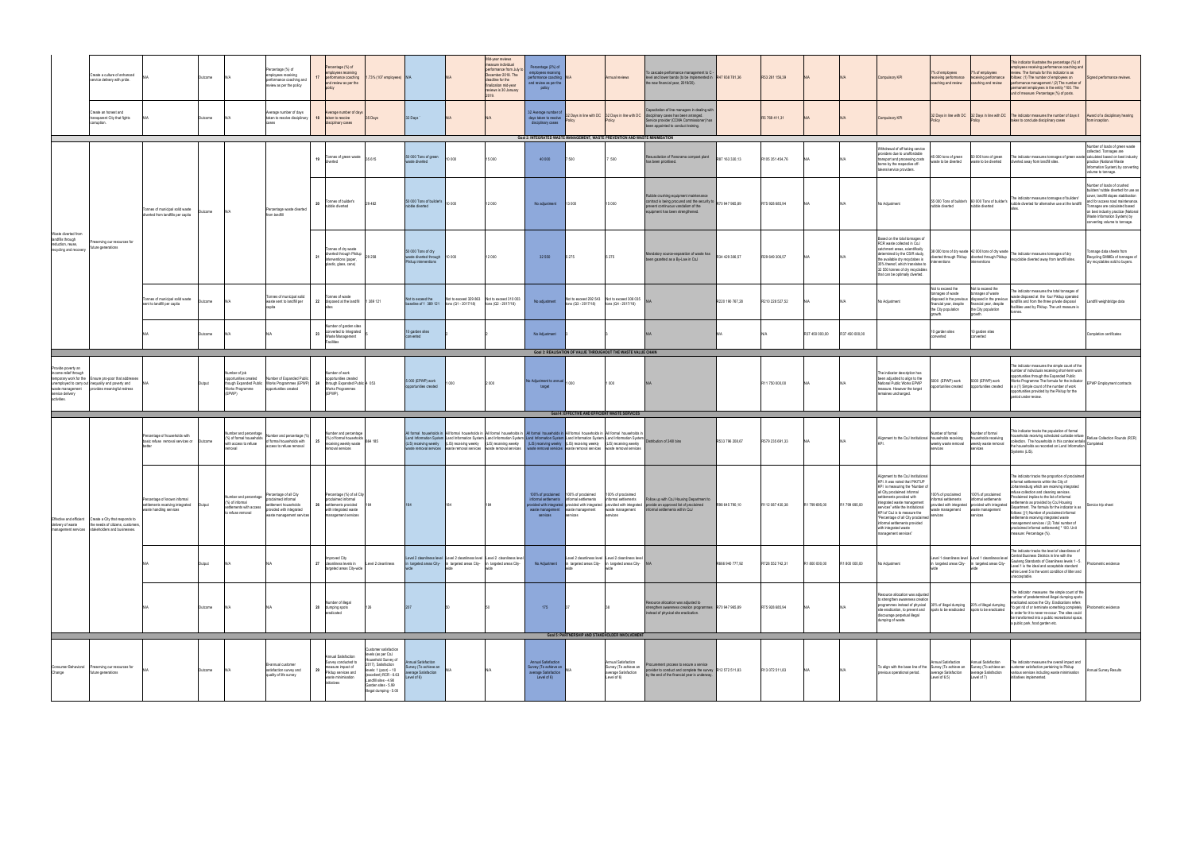| | | | | | | | | | | | | | | | | | | | | | | | | |
|---|---|---|---|---|---|---|---|---|---|---|---|---|---|---|---|---|---|---|---|---|---|---|---|---|
| | Create a culture of enhanced service delivery with pride. | N/A | Outcome | N/A | Percentage (%) of employees receiving performance coaching and review as per the policy | 17 | Percentage (%) of employees receiving performance coaching and review as per the policy | 1.73% (107 employees) | N/A | | N/A | Mid-year reviews measure individual performance from July to December 2018. The deadline for the finalization mid-year reviews is 30 January 2019. | Percentage (0%) of employees receiving performance coaching and review as per the policy. | N/A | Annual reviews | To cascade performance management to C-level and lower bands (to be implemented in the new financial year, 2019/20). | R47 838 781.36 | R53 281 158,39 | N/A | N/A | Compulsory KPI | 7% of employees receiving performance coaching and review | 7% of employees receiving performance coaching and review | This indicator illustrates the percentage (%) of employees receiving performance coaching and review. The formula for this indicator is as follows: (1) The number of employees on performance management / (2) The number of permanent employees in the entity * 100. The unit of measure: Percentage (%) of posts. | Signed performance reviews. |
| | Create an honest and transparent City that fights corruption. | N/A | Outcome | N/A | Average number of days taken to resolve disciplinary cases | 18 | Average number of days taken to resolve disciplinary cases | 35 Days | 32 Days | | N/A | N/A | 32 Average number of days taken to resolve disciplinary cases | 32 Days in line with DC Policy | 32 Days in line with DC Policy | Capacitation of line managers in dealing with disciplinary cases has been arranged. Service provider (COMA Commissioner) has been appointed to conduct training. | | R5 769 411,31 | N/A | N/A | Compulsory KPI | 32 Days in line with DC Policy | 32 Days in line with DC Policy | The indicator measures the number of days it takes to conclude disciplinary cases | Award of a disciplinary hearing from inception. |
| **Goal 2: INTEGRATED WASTE MANAGEMENT, WASTE PREVENTION AND WASTE MINIMISATION** | | | | | | | | | | | | | | | | | | | | | | | | | |
| Waste diverted from landfills through reduction, reuse, recycling and recovery | Preserving our resources for future generations | Tonnes of municipal solid waste diverted from landfill per capita | Outcome | N/A | Percentage waste diverted from landfill | 19 | Tonnes of green waste diverted | 45 615 | 50 000 Tons of green waste diverted | 10 000 | 15 000 | 40 000 | 7 500 | 7 500 | Resuscitation of Panorama compost plant has been prioritised. | R87 163 330,13 | R105 351 494,76 | N/A | N/A | Withdrawal of off-taking service providers due to unaffordable transport and processing costs borne by the respective off-takers/service providers. | 45 000 tons of green waste to be diverted | 50 000 tons of green waste to be diverted | The indicator measures tonnages of green waste diverted away from landfill sites. | Number of loads of green waste collected. Tonnages are calculated based on best industry practice (National Waste Information System) by converting volume to tonnage. |
| | | | | | | 20 | Tonnes of builder's rubble diverted | 29 482 | 50 000 Tons of builder's rubble diverted | 10 000 | 12 000 | No adjustment | 13 000 | 15 000 | Rubble crushing equipment maintenance contract is being procured and the security to prevent continuous vandalism of the equipment has been strengthened. | R70 947 965,89 | R75 928 665,94 | N/A | N/A | No Adjustment | 35 000 Tons of builder's rubble diverted | 60 000 Tons of builder's rubble diverted | The indicator measures tonnages of builders' rubble diverted for alternative use at the landfill sites. | Number of loads of crushed builders' rubble diverted for use as cover, landfill slopes stabilisation and for access road maintenance. Tonnages are calculated based on best industry practice (National Waste Information System) by converting volume to tonnage. |
| | | | | | | 21 | Tonnes of dry waste diverted through Pikitup interventions (paper, plastic, glass, cans) | 29 258 | 50 000 Tons of dry waste diverted through Pikitup interventions | 10 000 | 12 000 | 32 550 | 5 275 | 5 275 | Mandatory source-separation of waste has been gazetted as a By-Law in CoJ | R34 428 396,57 | R28 649 306,57 | N/A | N/A | Based on the total tonnages of RCR waste collected in CoJ catchment areas, scientifically determined by the CSIR study, the available dry recyclables is 35% thereof, which translates to 32 550 tonnes of dry recyclables that can be optimally diverted. | 38 000 tons of dry waste diverted through Pikitup interventions | 42 000 tons of dry waste diverted through Pikitup interventions | The indicator measures tonnages of dry recyclable diverted away from landfill sites. | Tonnage data sheets from Recycling SMMEs of tonnages of dry recyclables sold to buyers. |
| | | Tonnes of municipal solid waste sent to landfill per capita | Outcome | N/A | Tonnes of municipal solid waste sent to landfill per capita | 22 | Tonnes of waste disposed at the landfill sites | 1 389 121 | Not to exceed the baseline of 1 389 121 | Not to exceed 329 663 tons (Q1 - 2017/18) | Not to exceed 310 003 tons (Q2 - 2017/18) | No adjustment | Not to exceed 292 543 tons (Q3 - 2017/18) | Not to exceed 306 035 tons (Q4 - 2017/18) | N/A | R229 196 767,28 | R210 228 527,52 | N/A | N/A | No Adjustment | Not to exceed the tonnages of waste disposed in the previous financial year, despite the City population growth. | Not to exceed the tonnages of waste disposed in the previous financial year, despite the City population growth. | The indicator measures the total tonnages of waste disposed at the four Pikitup operated landfills and from the three private disposal facilities used by Pikitup. The unit measure is tonnes. | Landfill weighbridge data |
| | N/A | N/A | Outcome | N/A | N/A | 23 | Number of garden sites converted to Integrated Waste Management Facilities | 5 | 10 garden sites converted | 3 | 2 | No Adjustment | 3 | 2 | N/A | N/A | N/A | R37 450 000,00 | R37 450 000,00 | N/A | 15 garden sites converted | 10 garden sites converted | | Completion certificates |
| **Goal 3: REALISATION OF VALUE THROUGHOUT THE WASTE VALUE CHAIN** | | | | | | | | | | | | | | | | | | | | | | | | | |
| Provide poverty an income relief through temporary work for the unemployed to carry out waste management service delivery activities. | Ensure pro-poor that addresses inequality and poverty and provides meaningful redress | N/A | Output | Number of job opportunities created through Expanded Public Works Programme (EPWP) | Number of Expanded Public Works Programme (EPWP) opportunities created | 24 | Number of work opportunities created through Expanded Public Works Programmes (EPWP). | 4 053 | 5 000 (EPWP) work opportunities created | 1 000 | 2 000 | No Adjustment to annual target | 1 000 | 1 000 | N/A | | R11 750 806,00 | N/A | N/A | The indicator description has been adjusted to align to the National Public Works EPWP measure. However the target remains unchanged. | 5000 (EPWP) work opportunities created | 5000 (EPWP) work opportunities created | The indicator measures the simple count of the number of individuals receiving short-term work opportunities through the Expanded Public Works Programme The formula for the indicator is a (1) Simple count of the number of work opportunities provided by the Pikitup for the period under review. | EPWP Employment contracts |
| **Goal 4: EFFECTIVE AND EFFICIENT WASTE SERVICES** | | | | | | | | | | | | | | | | | | | | | | | | | |
| Effective and efficient delivery of waste management services | Create a City that responds to the needs of citizens, customers, stakeholders and businesses | Percentage of households with basic refuse removal services or better | Outcome | Number and percentage (%) of formal households with access to refuse removal | Number and percentage (%) of formal households with access to refuse removal | 25 | Number and percentage (%) of formal households receiving weekly waste removal services | 664 185 | All formal households in Land Information System (LIS) receiving weekly waste removal services | All formal households in Land Information System (LIS) receiving weekly waste removal services | All formal households in Land Information System (LIS) receiving weekly waste removal services | All formal households in Land Information System (LIS) receiving weekly waste removal services | All formal households in Land Information System (LIS) receiving weekly waste removal services | All formal households in Land Information System (LIS) receiving weekly waste removal services | Distribution of 240l bins | R533 796 268,67 | R579 235 691,33 | N/A | N/A | Alignment to the CoJ Institutional KPI. | Number of formal households receiving weekly waste removal services | Number of formal households receiving weekly waste removal services | This indicator tracks the population of formal households receiving scheduled curbside refuse collection. The households in this context entails the households as recorded on Land Information Systems (LIS). | Refuse Collection Rounds (RCR) Completed |
| | | Percentage of known informal settlements receiving integrated waste handling services | Output | Number and percentage (%) of informal settlements with access to refuse removal | Percentage of all City proclaimed informal settlement households provided with integrated waste management services | 26 | Percentage (%) of all City proclaimed informal settlements provided with integrated waste management services | 184 | 184 | 184 | 184 | 100% of proclaimed informal settlements provided with integrated waste management services | 100% of proclaimed informal settlements provided with integrated waste management services | 100% of proclaimed informal settlements provided with integrated waste management services | Follow up with CoJ Housing Department to provide an approved list of proclaimed informal settlements within CoJ | R86 645 736,10 | R112 867 438,36 | R1 799 895,00 | R1 799 895,00 | Alignment to the CoJ Institutional KPI. It was noted that PIKITUP KPI is measuring the 'Number of all City proclaimed informal settlements provided with integrated waste management services' while the Institutional KPI of CoJ is to measure the 'Percentage of all City proclaimed informal settlements provided with integrated waste management services' | 100% of proclaimed informal settlements provided with integrated waste management services | 100% of proclaimed informal settlements provided with integrated waste management services | The indicator tracks the proportion of proclaimed informal settlements within the City of Johannesburg which are receiving integrated refuse collection and cleaning services. Proclaimed implies to the list of informal settlements as provided by CoJ Housing Department. The formula for the indicator is as follows: [(1) Number of proclaimed informal settlements receiving integrated waste management services / (2) Total number of proclaimed informal settlements] * 100. Unit measure: Percentage (%). | Service trip sheet |
| | | N/A | Output | N/A | N/A | 27 | Improved City cleanliness levels in targeted areas City-wide | Level 2 cleanliness | Level 2 cleanliness level in targeted areas City-wide | Level 2 cleanliness level in targeted areas City-wide | Level 2 cleanliness level in targeted areas City-wide | No Adjustment | Level 2 cleanliness level in targeted areas City-wide | Level 2 cleanliness level in targeted areas City-wide | N/A | R866 940 777,92 | R726 552 742,31 | R1 800 000,00 | R1 800 000,00 | No Adjustment | Level 1 cleanliness level in targeted areas City-wide | Level 1 cleanliness level in targeted areas City-wide | The indicator tracks the level of cleanliness of Central Business Districts in line with the Gauteng Standards of Cleanliness levels 1 - 5. Level 1 is the ideal and acceptable standard while Level 5 is the worst condition of litter and unacceptable. | Photometric evidence |
| | | N/A | Outcome | N/A | N/A | 28 | Number of illegal dumping spots eradicated | 136 | 257 | 50 | 50 | 175 | 37 | 38 | Resource allocation was adjusted to strengthen awareness creation programmes instead of physical site eradication. | R70 947 965,89 | R75 928 665,94 | N/A | N/A | Resource allocation was adjusted to strengthen awareness creation programmes instead of physical site eradication, to prevent and discourage perpetual illegal dumping of waste. | 20% of illegal dumping spots to be eradicated | 20% of illegal dumping spots to be eradicated | The indicator measures the simple count of the number of predetermined illegal dumping spots eradicated across the City. Eradication refers to get rid of or terminate something completely in order for it to never re-occur. The sites could be transformed into a public recreational space, a public park, food garden etc. | Photometric evidence |
| **Goal 5: PARTNERSHIP AND STAKEHOLDER INVOLVEMENT** | | | | | | | | | | | | | | | | | | | | | | | | | |
| Consumer Behavioral Change | Preserving our resources for future generations | N/A | Outcome | N/A | Biennial customer satisfaction survey and quality of life survey | 29 | Annual Satisfaction Survey conducted to measure impact of Pikitup services and waste minimisation initiatives | Customer satisfaction levels (as per CoJ Household Survey of 2017). Satisfaction levels: 1 (poor) – 10 (excellent) RCR - 6.43 Landfill sites - 4.98 Garden sites - 5.99 Illegal dumping - 5.00 | Annual Satisfaction Survey (To achieve an average Satisfaction Level of 6) | N/A | N/A | Annual Satisfaction Survey (To achieve an average Satisfaction Level of 6) | N/A | Annual Satisfaction Survey (To achieve an average Satisfaction Level of 6) | Procurement process to secure a service provider to conduct and complete the survey by the end of the financial year is underway. | R12 572 511,83 | R13 072 511,83 | N/A | N/A | To align with the base line of the previous operational period. | Annual Satisfaction Survey (To achieve an average Satisfaction Level of 6.5) | Annual Satisfaction Survey (To achieve an average Satisfaction Level of 7) | The indicator measures the overall impact and customer satisfaction pertaining to Pikitup various services including waste minimisation initiatives implemented. | Annual Survey Results |